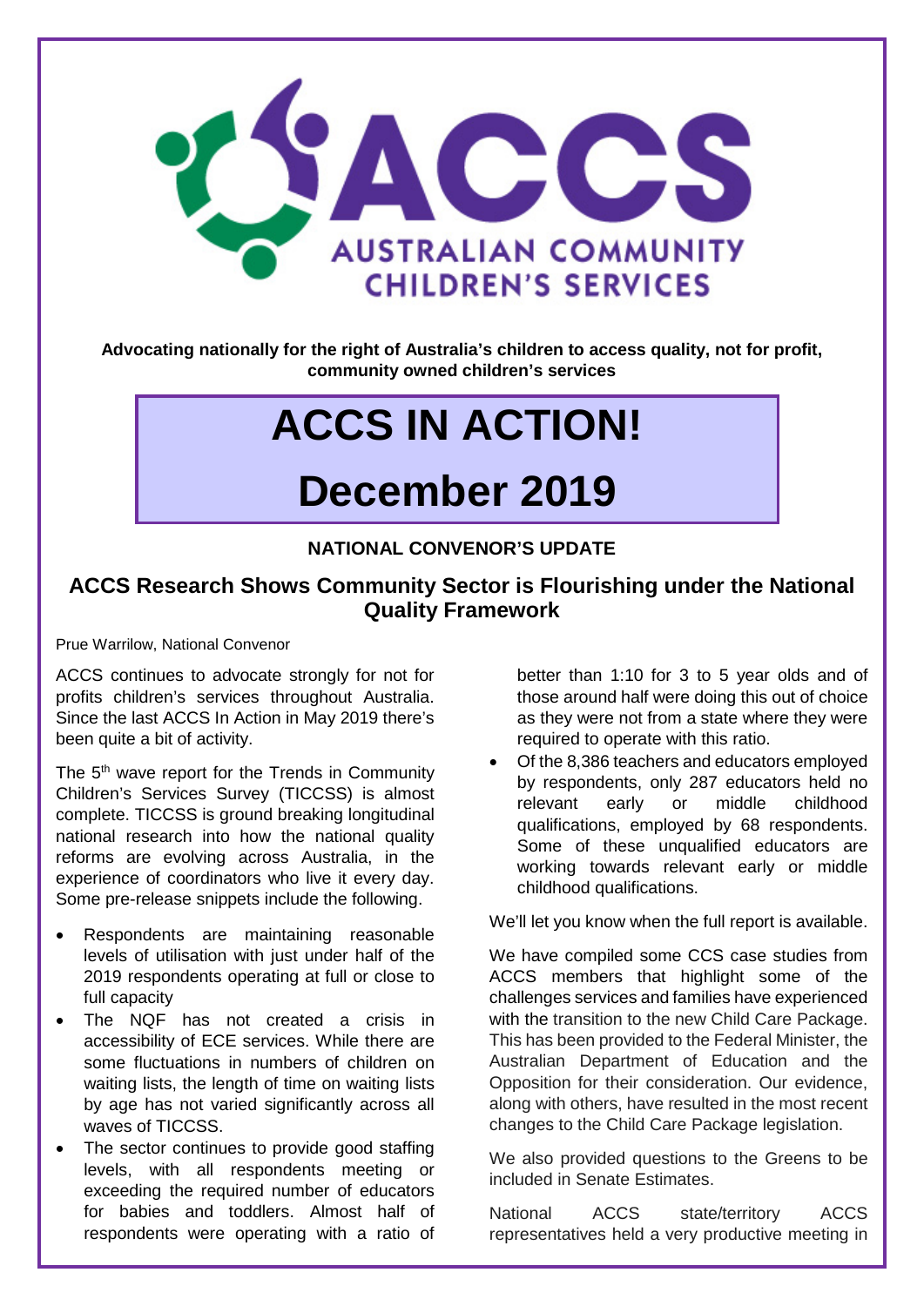# ACCS – AUSTRALIAN COMMUNITY CHILDREN'S SERVICES

**Advocating nationally for the right of Australia's children to access quality, not for profit, community owned children's services**

# ACCS IN ACTION!

# December 2019

### NATIONAL CONVENOR'S UPDATE

## ACCS Research Shows Community Sector is Flourishing under the National Quality Framework

Prue Warrilow, National Convenor

ACCS continues to advocate strongly for not for profits children's services throughout Australia. Since the last ACCS In Action in May 2019 there's been quite a bit of activity.

The 5th wave report for the Trends in Community Children's Services Survey (TICCSS) is almost complete. TICCSS is ground breaking longitudinal national research into how the national quality reforms are evolving across Australia, in the experience of coordinators who live it every day. Some pre-release snippets include the following.

- Respondents are maintaining reasonable levels of utilisation with just under half of the 2019 respondents operating at full or close to full capacity
- The NQF has not created a crisis in accessibility of ECE services. While there are some fluctuations in numbers of children on waiting lists, the length of time on waiting lists by age has not varied significantly across all waves of TICCSS.
- The sector continues to provide good staffing levels, with all respondents meeting or exceeding the required number of educators for babies and toddlers. Almost half of respondents were operating with a ratio of better than 1:10 for 3 to 5 year olds and of those around half were doing this out of choice as they were not from a state where they were required to operate with this ratio.
- Of the 8,386 teachers and educators employed by respondents, only 287 educators held no relevant early or middle childhood qualifications, employed by 68 respondents. Some of these unqualified educators are working towards relevant early or middle childhood qualifications.

We'll let you know when the full report is available.

We have compiled some CCS case studies from ACCS members that highlight some of the challenges services and families have experienced with the transition to the new Child Care Package. This has been provided to the Federal Minister, the Australian Department of Education and the Opposition for their consideration. Our evidence, along with others, have resulted in the most recent changes to the Child Care Package legislation.

We also provided questions to the Greens to be included in Senate Estimates.

National ACCS state/territory ACCS representatives held a very productive meeting in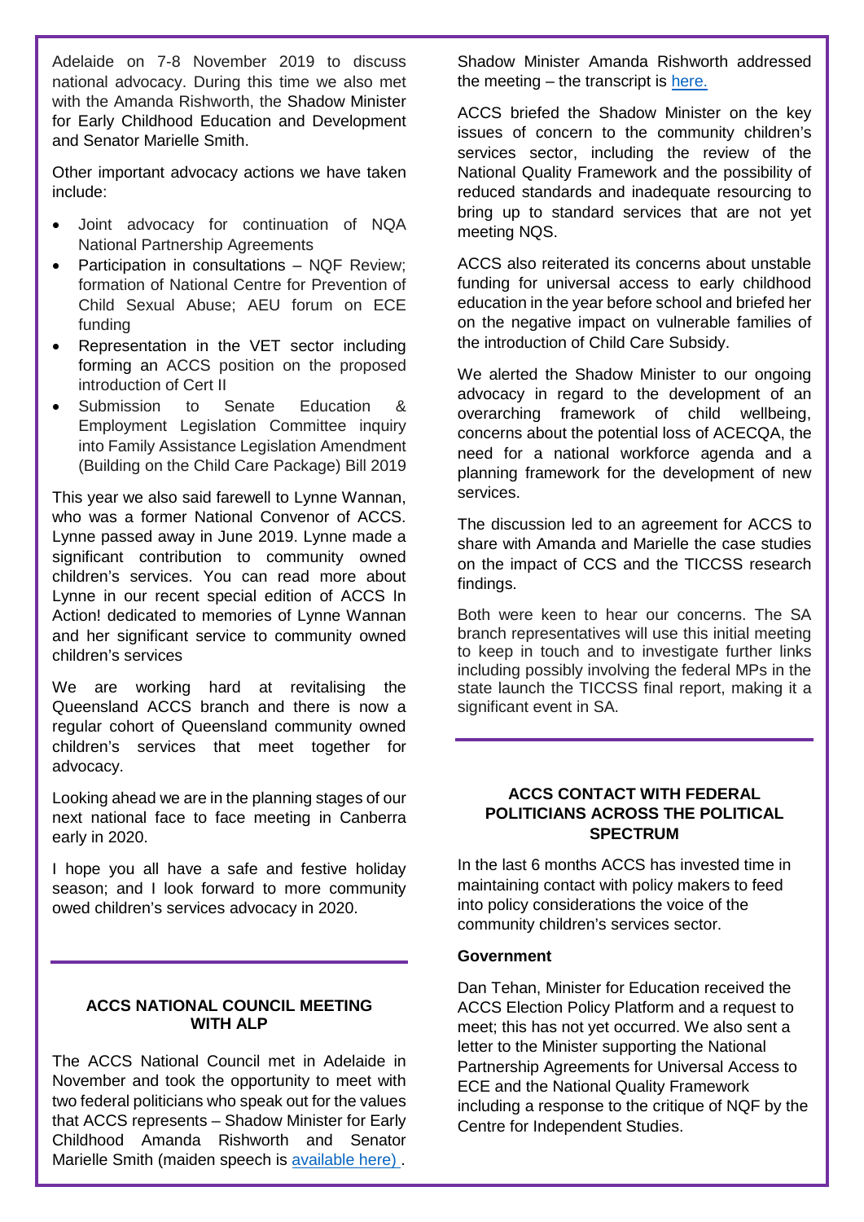Adelaide on 7-8 November 2019 to discuss national advocacy. During this time we also met with the Amanda Rishworth, the Shadow Minister for Early Childhood Education and Development and Senator Marielle Smith.

Other important advocacy actions we have taken include:

- Joint advocacy for continuation of NQA National Partnership Agreements
- Participation in consultations – NQF Review; formation of National Centre for Prevention of Child Sexual Abuse; AEU forum on ECE funding
- Representation in the VET sector including forming an ACCS position on the proposed introduction of Cert II
- Submission to Senate Education & Employment Legislation Committee inquiry into Family Assistance Legislation Amendment (Building on the Child Care Package) Bill 2019

This year we also said farewell to Lynne Wannan, who was a former National Convenor of ACCS. Lynne passed away in June 2019. Lynne made a significant contribution to community owned children's services. You can read more about Lynne in our recent special edition of ACCS In Action! dedicated to memories of Lynne Wannan and her significant service to community owned children's services

We are working hard at revitalising the Queensland ACCS branch and there is now a regular cohort of Queensland community owned children's services that meet together for advocacy.

Looking ahead we are in the planning stages of our next national face to face meeting in Canberra early in 2020.

I hope you all have a safe and festive holiday season; and I look forward to more community owed children's services advocacy in 2020.

## ACCS NATIONAL COUNCIL MEETING WITH ALP

The ACCS National Council met in Adelaide in November and took the opportunity to meet with two federal politicians who speak out for the values that ACCS represents – Shadow Minister for Early Childhood Amanda Rishworth and Senator Marielle Smith (maiden speech is [available here)](#) .

Shadow Minister Amanda Rishworth addressed the meeting – the transcript is [here.](#)

ACCS briefed the Shadow Minister on the key issues of concern to the community children's services sector, including the review of the National Quality Framework and the possibility of reduced standards and inadequate resourcing to bring up to standard services that are not yet meeting NQS.

ACCS also reiterated its concerns about unstable funding for universal access to early childhood education in the year before school and briefed her on the negative impact on vulnerable families of the introduction of Child Care Subsidy.

We alerted the Shadow Minister to our ongoing advocacy in regard to the development of an overarching framework of child wellbeing, concerns about the potential loss of ACECQA, the need for a national workforce agenda and a planning framework for the development of new services.

The discussion led to an agreement for ACCS to share with Amanda and Marielle the case studies on the impact of CCS and the TICCSS research findings.

Both were keen to hear our concerns. The SA branch representatives will use this initial meeting to keep in touch and to investigate further links including possibly involving the federal MPs in the state launch the TICCSS final report, making it a significant event in SA.

## ACCS CONTACT WITH FEDERAL POLITICIANS ACROSS THE POLITICAL SPECTRUM

In the last 6 months ACCS has invested time in maintaining contact with policy makers to feed into policy considerations the voice of the community children's services sector.

**Government**

Dan Tehan, Minister for Education received the ACCS Election Policy Platform and a request to meet; this has not yet occurred. We also sent a letter to the Minister supporting the National Partnership Agreements for Universal Access to ECE and the National Quality Framework including a response to the critique of NQF by the Centre for Independent Studies.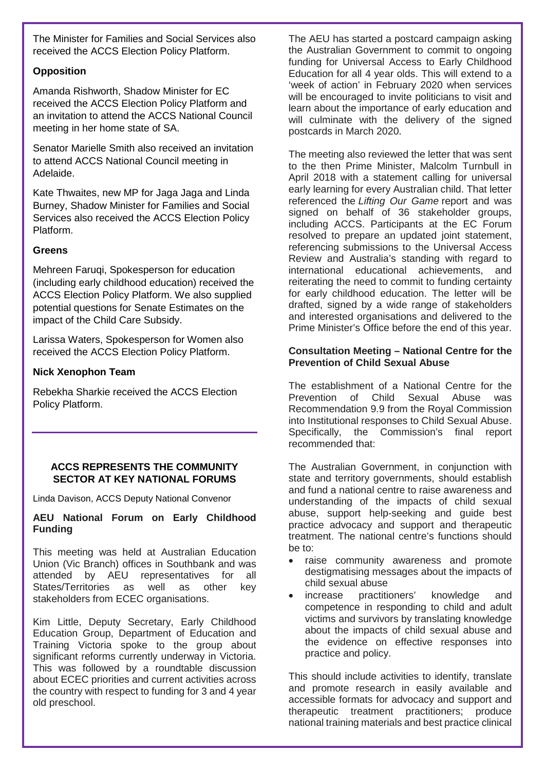The Minister for Families and Social Services also received the ACCS Election Policy Platform.

**Opposition**

Amanda Rishworth, Shadow Minister for EC received the ACCS Election Policy Platform and an invitation to attend the ACCS National Council meeting in her home state of SA.

Senator Marielle Smith also received an invitation to attend ACCS National Council meeting in Adelaide.

Kate Thwaites, new MP for Jaga Jaga and Linda Burney, Shadow Minister for Families and Social Services also received the ACCS Election Policy Platform.

**Greens**

Mehreen Faruqi, Spokesperson for education (including early childhood education) received the ACCS Election Policy Platform. We also supplied potential questions for Senate Estimates on the impact of the Child Care Subsidy.

Larissa Waters, Spokesperson for Women also received the ACCS Election Policy Platform.

**Nick Xenophon Team**

Rebekha Sharkie received the ACCS Election Policy Platform.

---

## ACCS REPRESENTS THE COMMUNITY SECTOR AT KEY NATIONAL FORUMS

Linda Davison, ACCS Deputy National Convenor

### AEU National Forum on Early Childhood Funding

This meeting was held at Australian Education Union (Vic Branch) offices in Southbank and was attended by AEU representatives for all States/Territories as well as other key stakeholders from ECEC organisations.

Kim Little, Deputy Secretary, Early Childhood Education Group, Department of Education and Training Victoria spoke to the group about significant reforms currently underway in Victoria. This was followed by a roundtable discussion about ECEC priorities and current activities across the country with respect to funding for 3 and 4 year old preschool.

The AEU has started a postcard campaign asking the Australian Government to commit to ongoing funding for Universal Access to Early Childhood Education for all 4 year olds. This will extend to a 'week of action' in February 2020 when services will be encouraged to invite politicians to visit and learn about the importance of early education and will culminate with the delivery of the signed postcards in March 2020.

The meeting also reviewed the letter that was sent to the then Prime Minister, Malcolm Turnbull in April 2018 with a statement calling for universal early learning for every Australian child. That letter referenced the *Lifting Our Game* report and was signed on behalf of 36 stakeholder groups, including ACCS. Participants at the EC Forum resolved to prepare an updated joint statement, referencing submissions to the Universal Access Review and Australia's standing with regard to international educational achievements, and reiterating the need to commit to funding certainty for early childhood education. The letter will be drafted, signed by a wide range of stakeholders and interested organisations and delivered to the Prime Minister's Office before the end of this year.

### Consultation Meeting – National Centre for the Prevention of Child Sexual Abuse

The establishment of a National Centre for the Prevention of Child Sexual Abuse was Recommendation 9.9 from the Royal Commission into Institutional responses to Child Sexual Abuse. Specifically, the Commission's final report recommended that:

The Australian Government, in conjunction with state and territory governments, should establish and fund a national centre to raise awareness and understanding of the impacts of child sexual abuse, support help-seeking and guide best practice advocacy and support and therapeutic treatment. The national centre's functions should be to:

- raise community awareness and promote destigmatising messages about the impacts of child sexual abuse
- increase practitioners' knowledge and competence in responding to child and adult victims and survivors by translating knowledge about the impacts of child sexual abuse and the evidence on effective responses into practice and policy.

This should include activities to identify, translate and promote research in easily available and accessible formats for advocacy and support and therapeutic treatment practitioners; produce national training materials and best practice clinical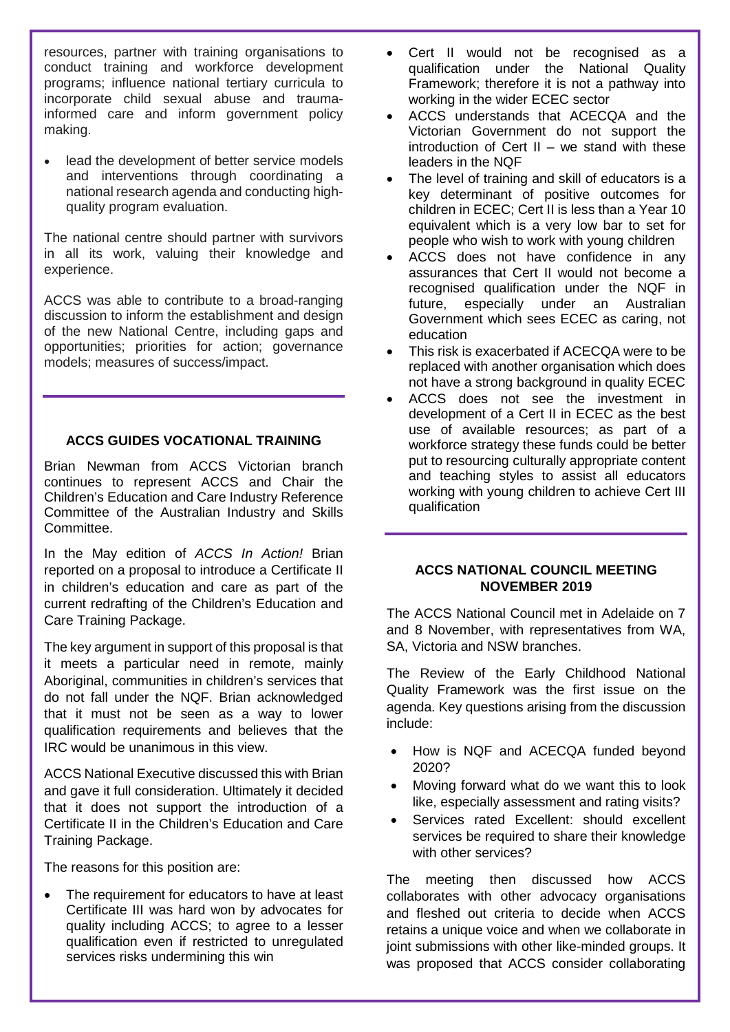resources, partner with training organisations to conduct training and workforce development programs; influence national tertiary curricula to incorporate child sexual abuse and trauma-informed care and inform government policy making.

- lead the development of better service models and interventions through coordinating a national research agenda and conducting high-quality program evaluation.

The national centre should partner with survivors in all its work, valuing their knowledge and experience.

ACCS was able to contribute to a broad-ranging discussion to inform the establishment and design of the new National Centre, including gaps and opportunities; priorities for action; governance models; measures of success/impact.

## ACCS GUIDES VOCATIONAL TRAINING

Brian Newman from ACCS Victorian branch continues to represent ACCS and Chair the Children's Education and Care Industry Reference Committee of the Australian Industry and Skills Committee.

In the May edition of *ACCS In Action!* Brian reported on a proposal to introduce a Certificate II in children's education and care as part of the current redrafting of the Children's Education and Care Training Package.

The key argument in support of this proposal is that it meets a particular need in remote, mainly Aboriginal, communities in children's services that do not fall under the NQF. Brian acknowledged that it must not be seen as a way to lower qualification requirements and believes that the IRC would be unanimous in this view.

ACCS National Executive discussed this with Brian and gave it full consideration. Ultimately it decided that it does not support the introduction of a Certificate II in the Children's Education and Care Training Package.

The reasons for this position are:

- The requirement for educators to have at least Certificate III was hard won by advocates for quality including ACCS; to agree to a lesser qualification even if restricted to unregulated services risks undermining this win
- Cert II would not be recognised as a qualification under the National Quality Framework; therefore it is not a pathway into working in the wider ECEC sector
- ACCS understands that ACECQA and the Victorian Government do not support the introduction of Cert II – we stand with these leaders in the NQF
- The level of training and skill of educators is a key determinant of positive outcomes for children in ECEC; Cert II is less than a Year 10 equivalent which is a very low bar to set for people who wish to work with young children
- ACCS does not have confidence in any assurances that Cert II would not become a recognised qualification under the NQF in future, especially under an Australian Government which sees ECEC as caring, not education
- This risk is exacerbated if ACECQA were to be replaced with another organisation which does not have a strong background in quality ECEC
- ACCS does not see the investment in development of a Cert II in ECEC as the best use of available resources; as part of a workforce strategy these funds could be better put to resourcing culturally appropriate content and teaching styles to assist all educators working with young children to achieve Cert III qualification

## ACCS NATIONAL COUNCIL MEETING NOVEMBER 2019

The ACCS National Council met in Adelaide on 7 and 8 November, with representatives from WA, SA, Victoria and NSW branches.

The Review of the Early Childhood National Quality Framework was the first issue on the agenda. Key questions arising from the discussion include:

- How is NQF and ACECQA funded beyond 2020?
- Moving forward what do we want this to look like, especially assessment and rating visits?
- Services rated Excellent: should excellent services be required to share their knowledge with other services?

The meeting then discussed how ACCS collaborates with other advocacy organisations and fleshed out criteria to decide when ACCS retains a unique voice and when we collaborate in joint submissions with other like-minded groups. It was proposed that ACCS consider collaborating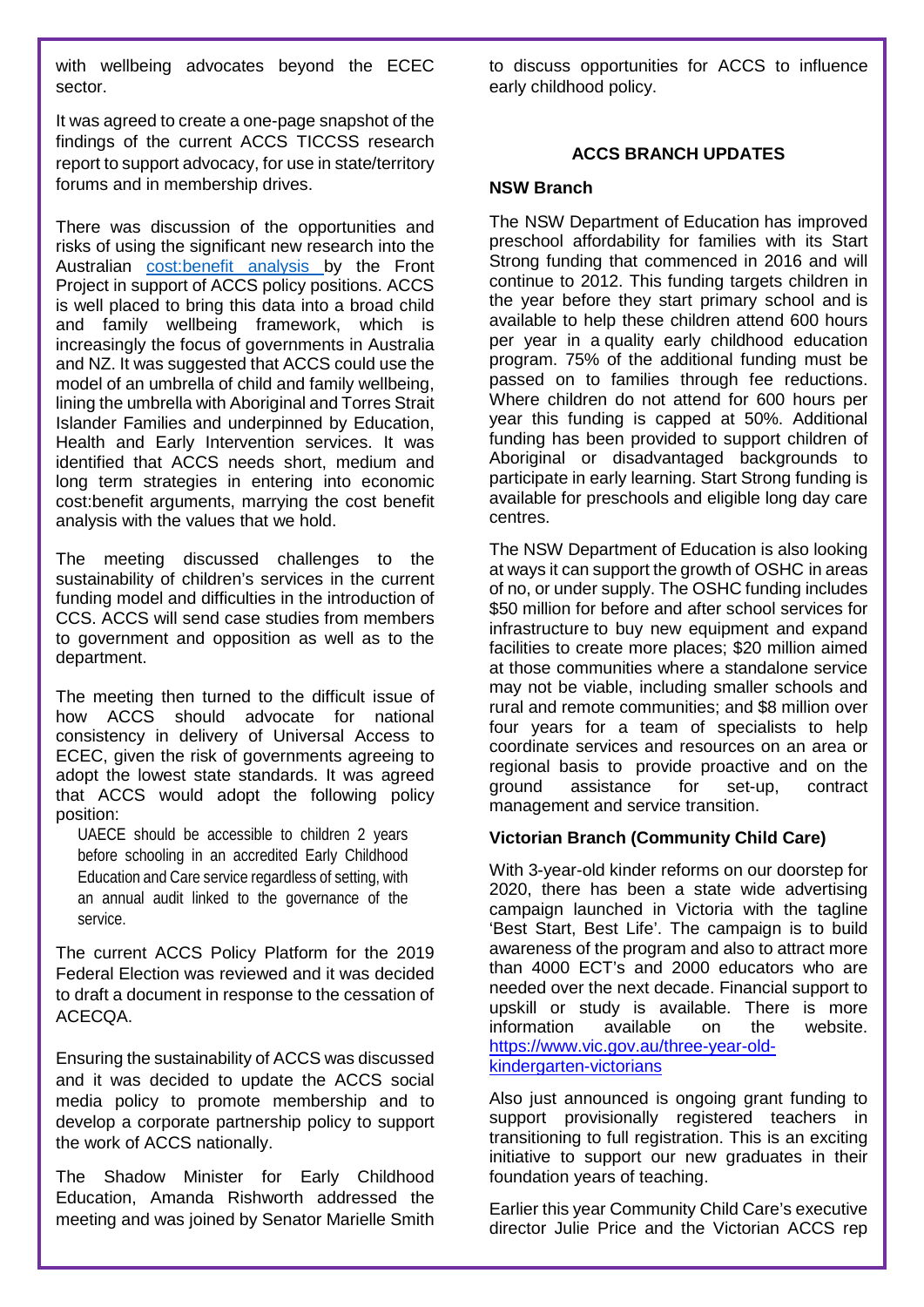with wellbeing advocates beyond the ECEC sector.

It was agreed to create a one-page snapshot of the findings of the current ACCS TICCSS research report to support advocacy, for use in state/territory forums and in membership drives.

There was discussion of the opportunities and risks of using the significant new research into the Australian [cost:benefit analysis](#) by the Front Project in support of ACCS policy positions. ACCS is well placed to bring this data into a broad child and family wellbeing framework, which is increasingly the focus of governments in Australia and NZ. It was suggested that ACCS could use the model of an umbrella of child and family wellbeing, lining the umbrella with Aboriginal and Torres Strait Islander Families and underpinned by Education, Health and Early Intervention services. It was identified that ACCS needs short, medium and long term strategies in entering into economic cost:benefit arguments, marrying the cost benefit analysis with the values that we hold.

The meeting discussed challenges to the sustainability of children's services in the current funding model and difficulties in the introduction of CCS. ACCS will send case studies from members to government and opposition as well as to the department.

The meeting then turned to the difficult issue of how ACCS should advocate for national consistency in delivery of Universal Access to ECEC, given the risk of governments agreeing to adopt the lowest state standards. It was agreed that ACCS would adopt the following policy position:

> UAECE should be accessible to children 2 years before schooling in an accredited Early Childhood Education and Care service regardless of setting, with an annual audit linked to the governance of the service.

The current ACCS Policy Platform for the 2019 Federal Election was reviewed and it was decided to draft a document in response to the cessation of ACECQA.

Ensuring the sustainability of ACCS was discussed and it was decided to update the ACCS social media policy to promote membership and to develop a corporate partnership policy to support the work of ACCS nationally.

The Shadow Minister for Early Childhood Education, Amanda Rishworth addressed the meeting and was joined by Senator Marielle Smith to discuss opportunities for ACCS to influence early childhood policy.

## ACCS BRANCH UPDATES

### NSW Branch

The NSW Department of Education has improved preschool affordability for families with its Start Strong funding that commenced in 2016 and will continue to 2012. This funding targets children in the year before they start primary school and is available to help these children attend 600 hours per year in a quality early childhood education program. 75% of the additional funding must be passed on to families through fee reductions. Where children do not attend for 600 hours per year this funding is capped at 50%. Additional funding has been provided to support children of Aboriginal or disadvantaged backgrounds to participate in early learning. Start Strong funding is available for preschools and eligible long day care centres.

The NSW Department of Education is also looking at ways it can support the growth of OSHC in areas of no, or under supply. The OSHC funding includes $50 million for before and after school services for infrastructure to buy new equipment and expand facilities to create more places; $20 million aimed at those communities where a standalone service may not be viable, including smaller schools and rural and remote communities; and $8 million over four years for a team of specialists to help coordinate services and resources on an area or regional basis to provide proactive and on the ground assistance for set-up, contract management and service transition.

### Victorian Branch (Community Child Care)

With 3-year-old kinder reforms on our doorstep for 2020, there has been a state wide advertising campaign launched in Victoria with the tagline 'Best Start, Best Life'. The campaign is to build awareness of the program and also to attract more than 4000 ECT's and 2000 educators who are needed over the next decade. Financial support to upskill or study is available. There is more information available on the website. [https://www.vic.gov.au/three-year-old-kindergarten-victorians](https://www.vic.gov.au/three-year-old-kindergarten-victorians)

Also just announced is ongoing grant funding to support provisionally registered teachers in transitioning to full registration. This is an exciting initiative to support our new graduates in their foundation years of teaching.

Earlier this year Community Child Care's executive director Julie Price and the Victorian ACCS rep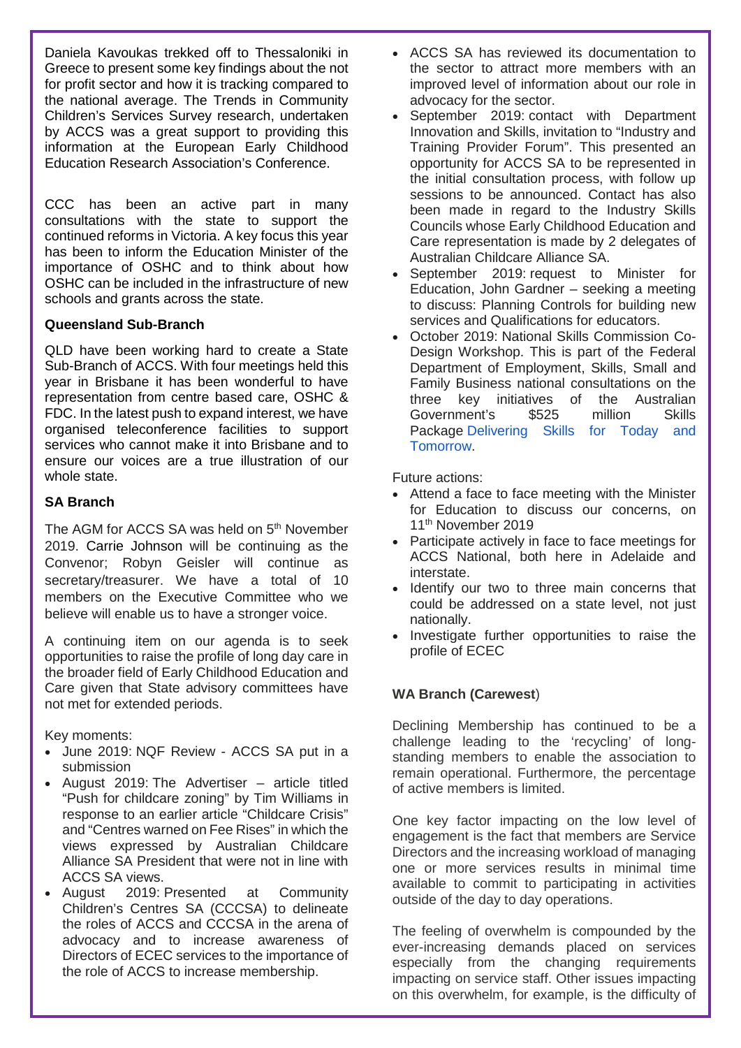Daniela Kavoukas trekked off to Thessaloniki in Greece to present some key findings about the not for profit sector and how it is tracking compared to the national average. The Trends in Community Children's Services Survey research, undertaken by ACCS was a great support to providing this information at the European Early Childhood Education Research Association's Conference.

CCC has been an active part in many consultations with the state to support the continued reforms in Victoria. A key focus this year has been to inform the Education Minister of the importance of OSHC and to think about how OSHC can be included in the infrastructure of new schools and grants across the state.

**Queensland Sub-Branch**

QLD have been working hard to create a State Sub-Branch of ACCS. With four meetings held this year in Brisbane it has been wonderful to have representation from centre based care, OSHC & FDC. In the latest push to expand interest, we have organised teleconference facilities to support services who cannot make it into Brisbane and to ensure our voices are a true illustration of our whole state.

**SA Branch**

The AGM for ACCS SA was held on 5th November 2019. Carrie Johnson will be continuing as the Convenor; Robyn Geisler will continue as secretary/treasurer. We have a total of 10 members on the Executive Committee who we believe will enable us to have a stronger voice.

A continuing item on our agenda is to seek opportunities to raise the profile of long day care in the broader field of Early Childhood Education and Care given that State advisory committees have not met for extended periods.

Key moments:

- June 2019: NQF Review - ACCS SA put in a submission
- August 2019: The Advertiser – article titled "Push for childcare zoning" by Tim Williams in response to an earlier article "Childcare Crisis" and "Centres warned on Fee Rises" in which the views expressed by Australian Childcare Alliance SA President that were not in line with ACCS SA views.
- August 2019: Presented at Community Children's Centres SA (CCCSA) to delineate the roles of ACCS and CCCSA in the arena of advocacy and to increase awareness of Directors of ECEC services to the importance of the role of ACCS to increase membership.
- ACCS SA has reviewed its documentation to the sector to attract more members with an improved level of information about our role in advocacy for the sector.
- September 2019: contact with Department Innovation and Skills, invitation to "Industry and Training Provider Forum". This presented an opportunity for ACCS SA to be represented in the initial consultation process, with follow up sessions to be announced. Contact has also been made in regard to the Industry Skills Councils whose Early Childhood Education and Care representation is made by 2 delegates of Australian Childcare Alliance SA.
- September 2019: request to Minister for Education, John Gardner – seeking a meeting to discuss: Planning Controls for building new services and Qualifications for educators.
- October 2019: National Skills Commission Co-Design Workshop. This is part of the Federal Department of Employment, Skills, Small and Family Business national consultations on the three key initiatives of the Australian Government's $525 million Skills Package Delivering Skills for Today and Tomorrow.

Future actions:

- Attend a face to face meeting with the Minister for Education to discuss our concerns, on 11th November 2019
- Participate actively in face to face meetings for ACCS National, both here in Adelaide and interstate.
- Identify our two to three main concerns that could be addressed on a state level, not just nationally.
- Investigate further opportunities to raise the profile of ECEC

**WA Branch (Carewest)**

Declining Membership has continued to be a challenge leading to the 'recycling' of long-standing members to enable the association to remain operational. Furthermore, the percentage of active members is limited.

One key factor impacting on the low level of engagement is the fact that members are Service Directors and the increasing workload of managing one or more services results in minimal time available to commit to participating in activities outside of the day to day operations.

The feeling of overwhelm is compounded by the ever-increasing demands placed on services especially from the changing requirements impacting on service staff. Other issues impacting on this overwhelm, for example, is the difficulty of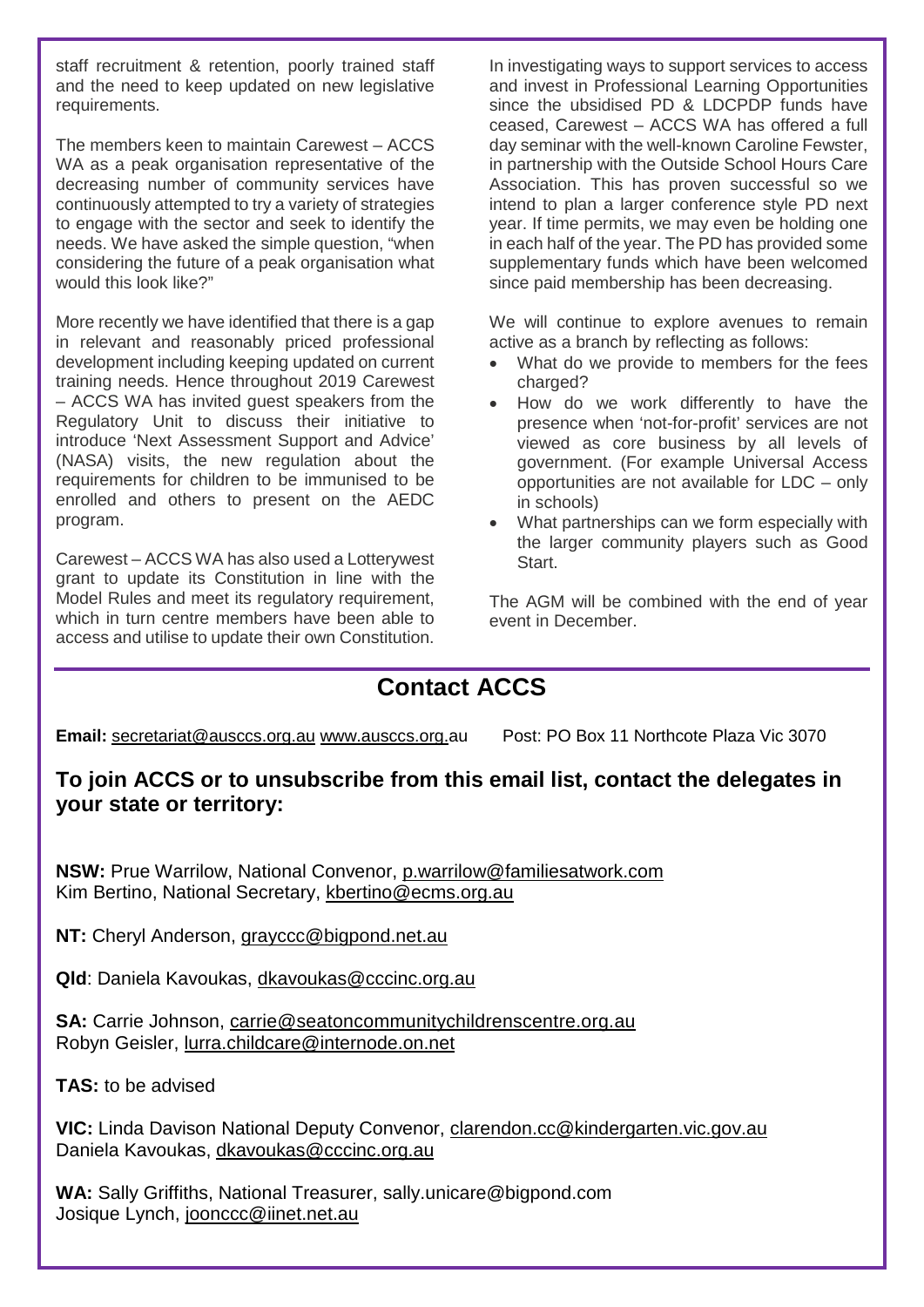staff recruitment & retention, poorly trained staff and the need to keep updated on new legislative requirements.

The members keen to maintain Carewest – ACCS WA as a peak organisation representative of the decreasing number of community services have continuously attempted to try a variety of strategies to engage with the sector and seek to identify the needs. We have asked the simple question, "when considering the future of a peak organisation what would this look like?"

More recently we have identified that there is a gap in relevant and reasonably priced professional development including keeping updated on current training needs. Hence throughout 2019 Carewest – ACCS WA has invited guest speakers from the Regulatory Unit to discuss their initiative to introduce 'Next Assessment Support and Advice' (NASA) visits, the new regulation about the requirements for children to be immunised to be enrolled and others to present on the AEDC program.

Carewest – ACCS WA has also used a Lotterywest grant to update its Constitution in line with the Model Rules and meet its regulatory requirement, which in turn centre members have been able to access and utilise to update their own Constitution.

In investigating ways to support services to access and invest in Professional Learning Opportunities since the ubsidised PD & LDCPDP funds have ceased, Carewest – ACCS WA has offered a full day seminar with the well-known Caroline Fewster, in partnership with the Outside School Hours Care Association. This has proven successful so we intend to plan a larger conference style PD next year. If time permits, we may even be holding one in each half of the year. The PD has provided some supplementary funds which have been welcomed since paid membership has been decreasing.

We will continue to explore avenues to remain active as a branch by reflecting as follows:

- What do we provide to members for the fees charged?
- How do we work differently to have the presence when 'not-for-profit' services are not viewed as core business by all levels of government. (For example Universal Access opportunities are not available for LDC – only in schools)
- What partnerships can we form especially with the larger community players such as Good Start.

The AGM will be combined with the end of year event in December.

## Contact ACCS

**Email:** secretariat@ausccs.org.au www.ausccs.org.au Post: PO Box 11 Northcote Plaza Vic 3070

### To join ACCS or to unsubscribe from this email list, contact the delegates in your state or territory:

**NSW:** Prue Warrilow, National Convenor, p.warrilow@familiesatwork.com
Kim Bertino, National Secretary, kbertino@ecms.org.au

**NT:** Cheryl Anderson, grayccc@bigpond.net.au

**Qld**: Daniela Kavoukas, dkavoukas@cccinc.org.au

**SA:** Carrie Johnson, carrie@seatoncommunitychildrenscentre.org.au
Robyn Geisler, lurra.childcare@internode.on.net

**TAS:** to be advised

**VIC:** Linda Davison National Deputy Convenor, clarendon.cc@kindergarten.vic.gov.au
Daniela Kavoukas, dkavoukas@cccinc.org.au

**WA:** Sally Griffiths, National Treasurer, sally.unicare@bigpond.com
Josique Lynch, joonccc@iinet.net.au